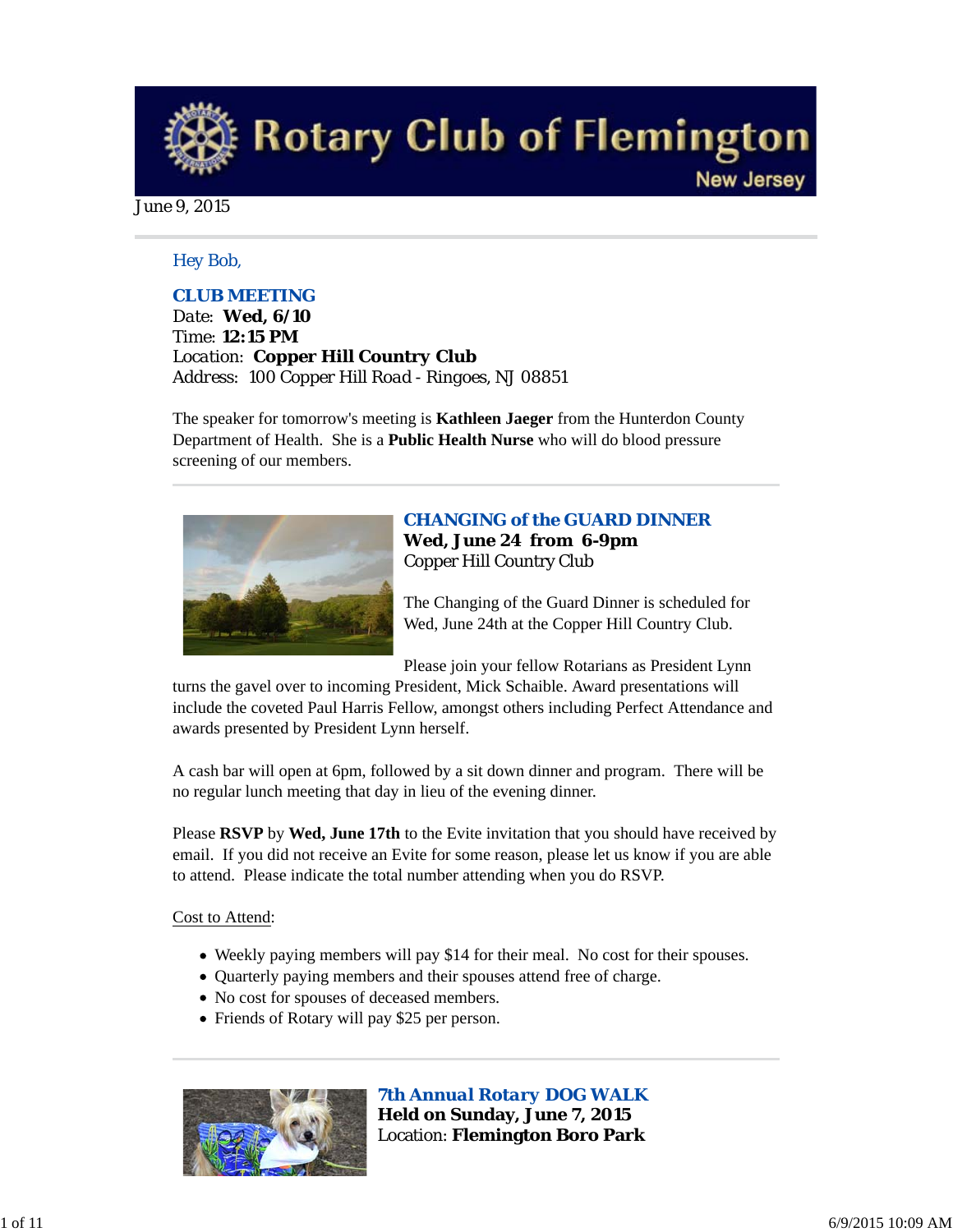# Rotary Club of Flemington

New Jersey

June 9, 2015

Hey Bob,

### CLUB MEETING

Date: **Wed, 6/10**
Time: **12:15 PM**
Location: **Copper Hill Country Club**
Address: 100 Copper Hill Road - Ringoes, NJ 08851

The speaker for tomorrow's meeting is **Kathleen Jaeger** from the Hunterdon County Department of Health. She is a **Public Health Nurse** who will do blood pressure screening of our members.

---

### CHANGING of the GUARD DINNER

**Wed, June 24 from 6-9pm**
Copper Hill Country Club

The Changing of the Guard Dinner is scheduled for Wed, June 24th at the Copper Hill Country Club.

Please join your fellow Rotarians as President Lynn turns the gavel over to incoming President, Mick Schaible. Award presentations will include the coveted Paul Harris Fellow, amongst others including Perfect Attendance and awards presented by President Lynn herself.

A cash bar will open at 6pm, followed by a sit down dinner and program. There will be no regular lunch meeting that day in lieu of the evening dinner.

Please **RSVP** by **Wed, June 17th** to the Evite invitation that you should have received by email. If you did not receive an Evite for some reason, please let us know if you are able to attend. Please indicate the total number attending when you do RSVP.

Cost to Attend:

- Weekly paying members will pay $14 for their meal. No cost for their spouses.
- Quarterly paying members and their spouses attend free of charge.
- No cost for spouses of deceased members.
- Friends of Rotary will pay $25 per person.

---

### 7th Annual Rotary DOG WALK

**Held on Sunday, June 7, 2015**
Location: **Flemington Boro Park**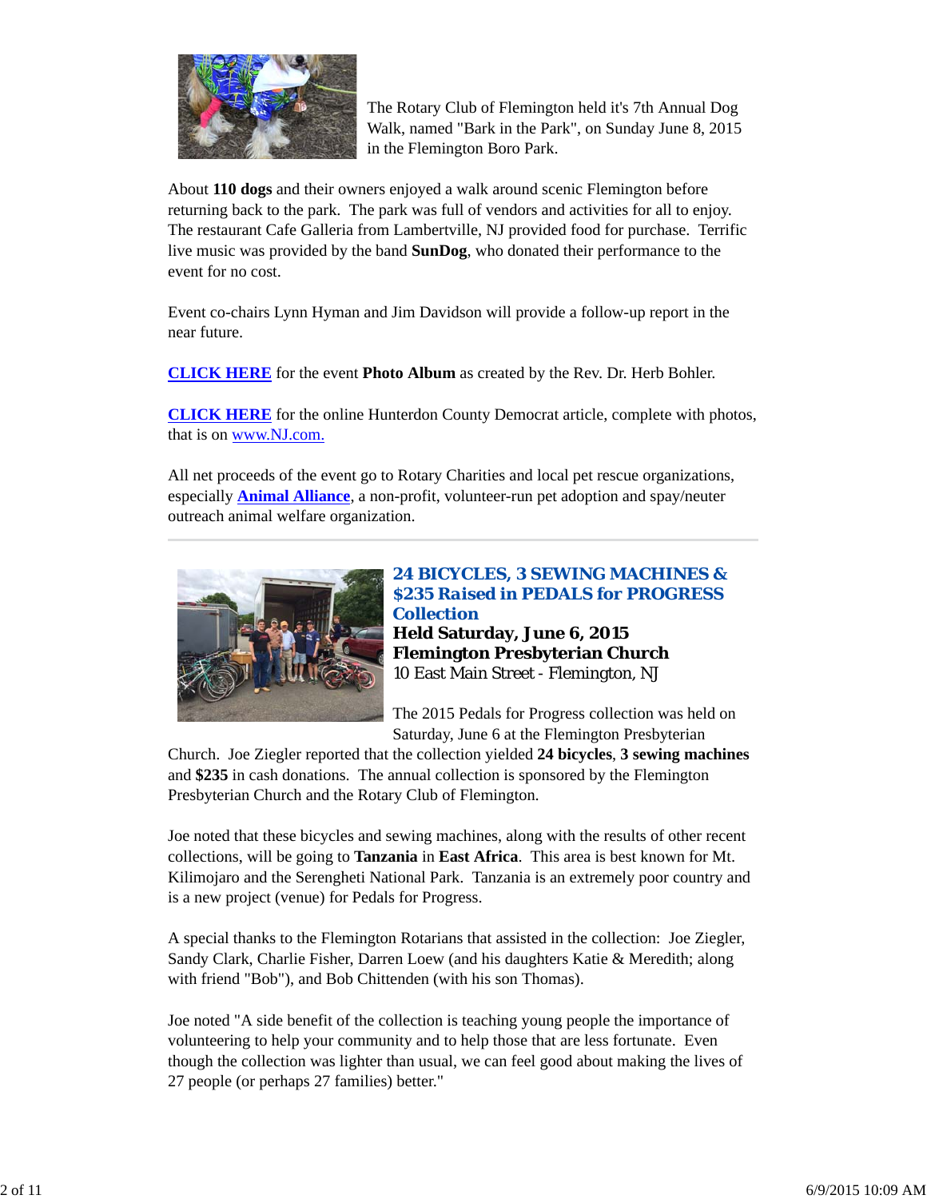The Rotary Club of Flemington held it's 7th Annual Dog Walk, named "Bark in the Park", on Sunday June 8, 2015 in the Flemington Boro Park.

About **110 dogs** and their owners enjoyed a walk around scenic Flemington before returning back to the park. The park was full of vendors and activities for all to enjoy. The restaurant Cafe Galleria from Lambertville, NJ provided food for purchase. Terrific live music was provided by the band **SunDog**, who donated their performance to the event for no cost.

Event co-chairs Lynn Hyman and Jim Davidson will provide a follow-up report in the near future.

**CLICK HERE** for the event **Photo Album** as created by the Rev. Dr. Herb Bohler.

**CLICK HERE** for the online Hunterdon County Democrat article, complete with photos, that is on www.NJ.com.

All net proceeds of the event go to Rotary Charities and local pet rescue organizations, especially **Animal Alliance**, a non-profit, volunteer-run pet adoption and spay/neuter outreach animal welfare organization.

---

## 24 BICYCLES, 3 SEWING MACHINES & $235 Raised in PEDALS for PROGRESS Collection

**Held Saturday, June 6, 2015**
**Flemington Presbyterian Church**
10 East Main Street - Flemington, NJ

The 2015 Pedals for Progress collection was held on Saturday, June 6 at the Flemington Presbyterian Church. Joe Ziegler reported that the collection yielded **24 bicycles**, **3 sewing machines** and **$235** in cash donations. The annual collection is sponsored by the Flemington Presbyterian Church and the Rotary Club of Flemington.

Joe noted that these bicycles and sewing machines, along with the results of other recent collections, will be going to **Tanzania** in **East Africa**. This area is best known for Mt. Kilimojaro and the Serengheti National Park. Tanzania is an extremely poor country and is a new project (venue) for Pedals for Progress.

A special thanks to the Flemington Rotarians that assisted in the collection: Joe Ziegler, Sandy Clark, Charlie Fisher, Darren Loew (and his daughters Katie & Meredith; along with friend "Bob"), and Bob Chittenden (with his son Thomas).

Joe noted "A side benefit of the collection is teaching young people the importance of volunteering to help your community and to help those that are less fortunate. Even though the collection was lighter than usual, we can feel good about making the lives of 27 people (or perhaps 27 families) better."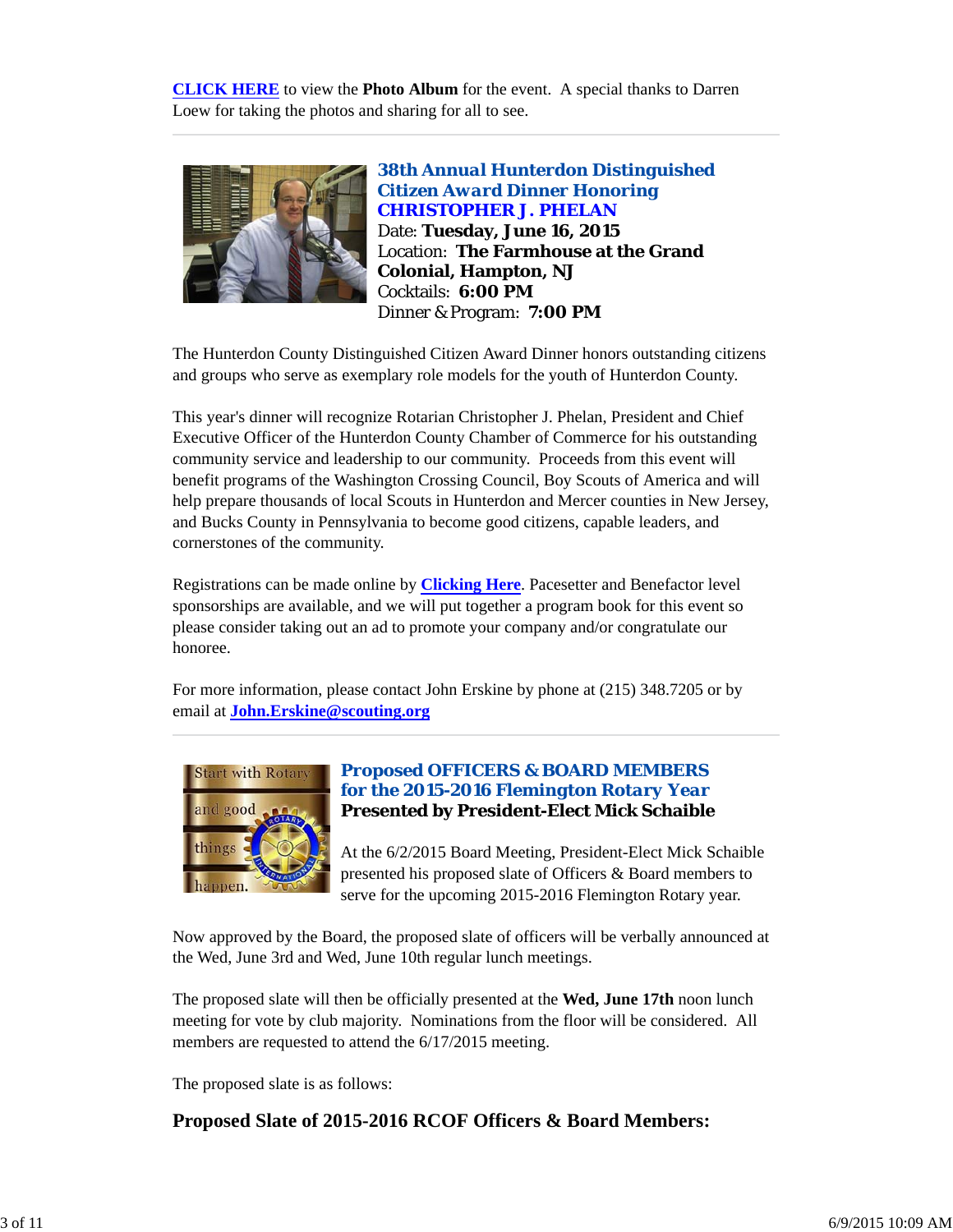**CLICK HERE** to view the **Photo Album** for the event. A special thanks to Darren Loew for taking the photos and sharing for all to see.

---

### *38th Annual Hunterdon Distinguished Citizen Award Dinner Honoring CHRISTOPHER J. PHELAN*

Date: **Tuesday, June 16, 2015**
Location: **The Farmhouse at the Grand Colonial, Hampton, NJ**
Cocktails: **6:00 PM**
Dinner & Program: **7:00 PM**

The Hunterdon County Distinguished Citizen Award Dinner honors outstanding citizens and groups who serve as exemplary role models for the youth of Hunterdon County.

This year's dinner will recognize Rotarian Christopher J. Phelan, President and Chief Executive Officer of the Hunterdon County Chamber of Commerce for his outstanding community service and leadership to our community. Proceeds from this event will benefit programs of the Washington Crossing Council, Boy Scouts of America and will help prepare thousands of local Scouts in Hunterdon and Mercer counties in New Jersey, and Bucks County in Pennsylvania to become good citizens, capable leaders, and cornerstones of the community.

Registrations can be made online by **Clicking Here**. Pacesetter and Benefactor level sponsorships are available, and we will put together a program book for this event so please consider taking out an ad to promote your company and/or congratulate our honoree.

For more information, please contact John Erskine by phone at (215) 348.7205 or by email at **John.Erskine@scouting.org**

---

### *Proposed OFFICERS & BOARD MEMBERS for the 2015-2016 Flemington Rotary Year*

**Presented by President-Elect Mick Schaible**

At the 6/2/2015 Board Meeting, President-Elect Mick Schaible presented his proposed slate of Officers & Board members to serve for the upcoming 2015-2016 Flemington Rotary year.

Now approved by the Board, the proposed slate of officers will be verbally announced at the Wed, June 3rd and Wed, June 10th regular lunch meetings.

The proposed slate will then be officially presented at the **Wed, June 17th** noon lunch meeting for vote by club majority. Nominations from the floor will be considered. All members are requested to attend the 6/17/2015 meeting.

The proposed slate is as follows:

## Proposed Slate of 2015-2016 RCOF Officers & Board Members: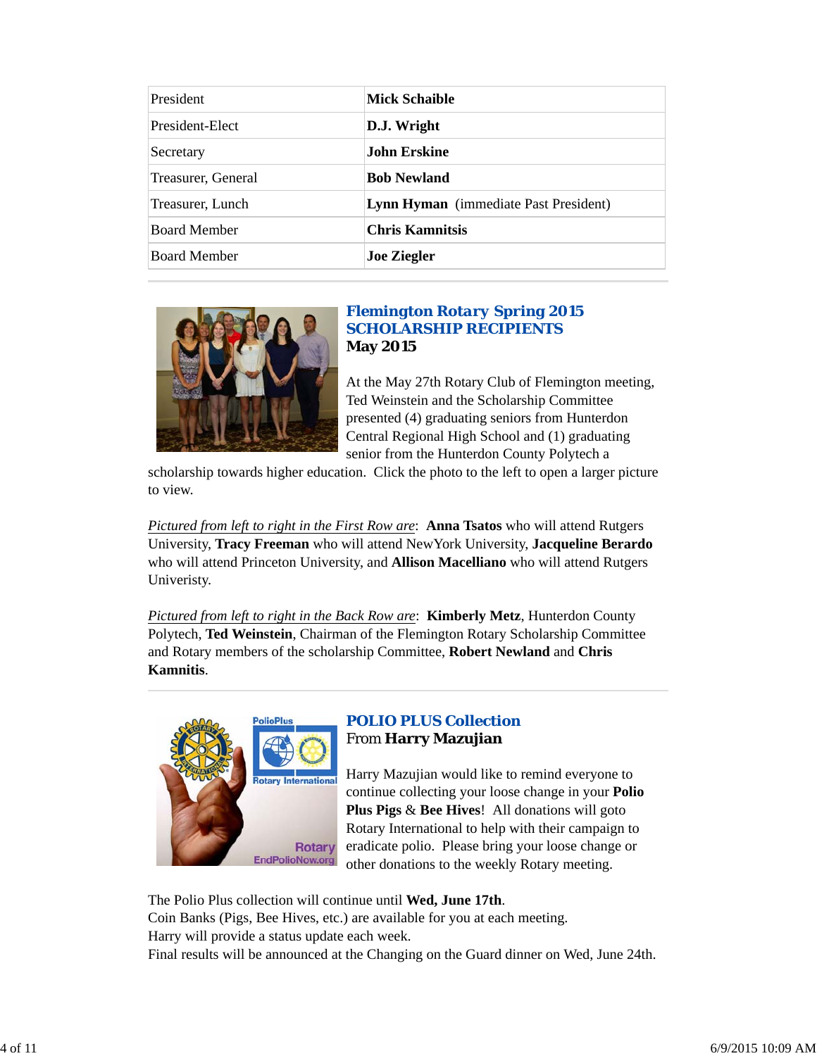| President | **Mick Schaible** |
|---|---|
| President-Elect | **D.J. Wright** |
| Secretary | **John Erskine** |
| Treasurer, General | **Bob Newland** |
| Treasurer, Lunch | **Lynn Hyman** (immediate Past President) |
| Board Member | **Chris Kamnitsis** |
| Board Member | **Joe Ziegler** |

## Flemington Rotary Spring 2015 SCHOLARSHIP RECIPIENTS

**May 2015**

At the May 27th Rotary Club of Flemington meeting, Ted Weinstein and the Scholarship Committee presented (4) graduating seniors from Hunterdon Central Regional High School and (1) graduating senior from the Hunterdon County Polytech a scholarship towards higher education. Click the photo to the left to open a larger picture to view.

*Pictured from left to right in the First Row are*: **Anna Tsatos** who will attend Rutgers University, **Tracy Freeman** who will attend NewYork University, **Jacqueline Berardo** who will attend Princeton University, and **Allison Macelliano** who will attend Rutgers Univeristy.

*Pictured from left to right in the Back Row are*: **Kimberly Metz**, Hunterdon County Polytech, **Ted Weinstein**, Chairman of the Flemington Rotary Scholarship Committee and Rotary members of the scholarship Committee, **Robert Newland** and **Chris Kamnitis**.

## POLIO PLUS Collection

From **Harry Mazujian**

Harry Mazujian would like to remind everyone to continue collecting your loose change in your **Polio Plus Pigs** & **Bee Hives**! All donations will goto Rotary International to help with their campaign to eradicate polio. Please bring your loose change or other donations to the weekly Rotary meeting.

The Polio Plus collection will continue until **Wed, June 17th**.
Coin Banks (Pigs, Bee Hives, etc.) are available for you at each meeting.
Harry will provide a status update each week.
Final results will be announced at the Changing on the Guard dinner on Wed, June 24th.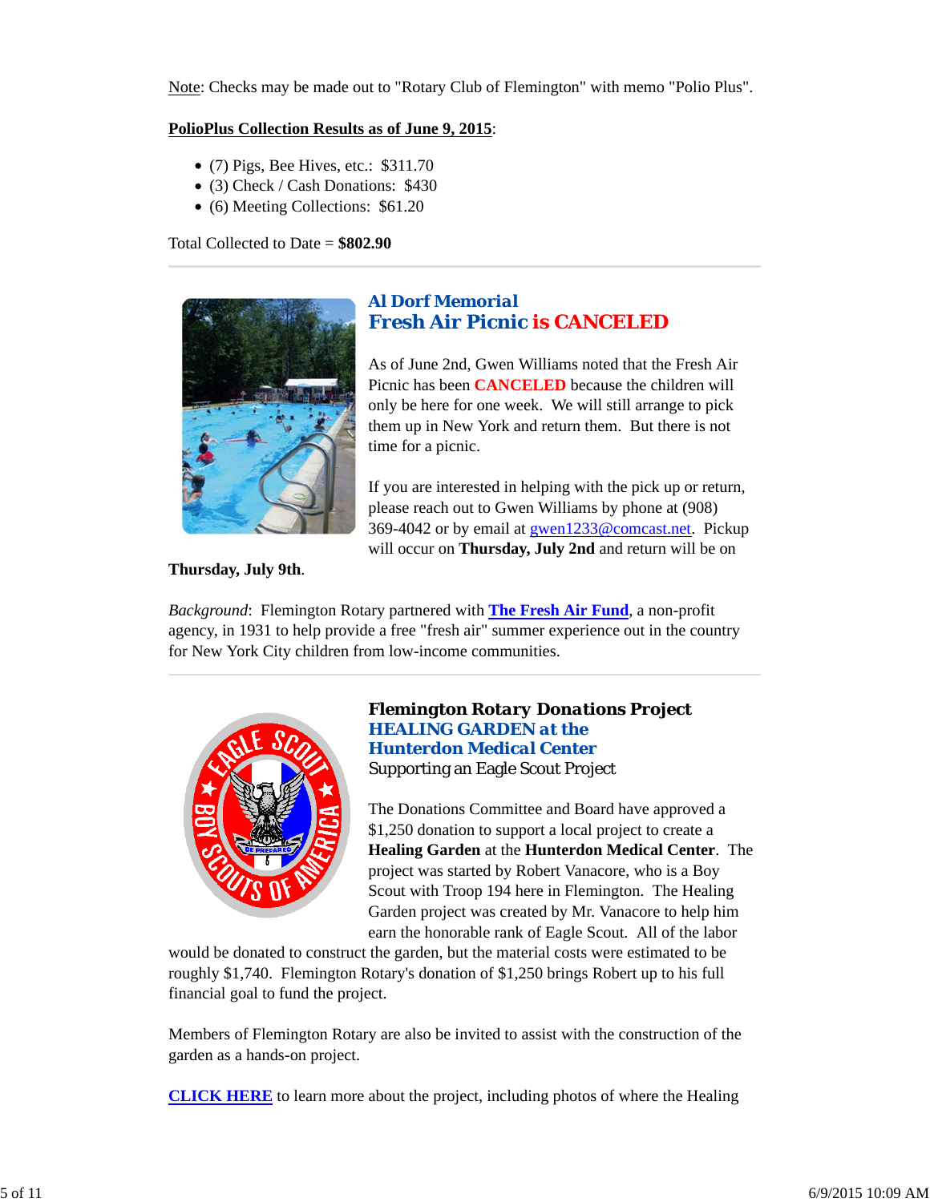Note: Checks may be made out to "Rotary Club of Flemington" with memo "Polio Plus".

**PolioPlus Collection Results as of June 9, 2015**:

- (7) Pigs, Bee Hives, etc.: $311.70
- (3) Check / Cash Donations: $430
- (6) Meeting Collections: $61.20

Total Collected to Date = **$802.90**

---

## Al Dorf Memorial
## Fresh Air Picnic is CANCELED

As of June 2nd, Gwen Williams noted that the Fresh Air Picnic has been **CANCELED** because the children will only be here for one week. We will still arrange to pick them up in New York and return them. But there is not time for a picnic.

If you are interested in helping with the pick up or return, please reach out to Gwen Williams by phone at (908) 369-4042 or by email at gwen1233@comcast.net. Pickup will occur on **Thursday, July 2nd** and return will be on **Thursday, July 9th**.

*Background*: Flemington Rotary partnered with **The Fresh Air Fund**, a non-profit agency, in 1931 to help provide a free "fresh air" summer experience out in the country for New York City children from low-income communities.

---

## Flemington Rotary Donations Project
## HEALING GARDEN at the Hunterdon Medical Center
Supporting an Eagle Scout Project

The Donations Committee and Board have approved a $1,250 donation to support a local project to create a **Healing Garden** at the **Hunterdon Medical Center**. The project was started by Robert Vanacore, who is a Boy Scout with Troop 194 here in Flemington. The Healing Garden project was created by Mr. Vanacore to help him earn the honorable rank of Eagle Scout. All of the labor would be donated to construct the garden, but the material costs were estimated to be roughly $1,740. Flemington Rotary's donation of $1,250 brings Robert up to his full financial goal to fund the project.

Members of Flemington Rotary are also be invited to assist with the construction of the garden as a hands-on project.

**CLICK HERE** to learn more about the project, including photos of where the Healing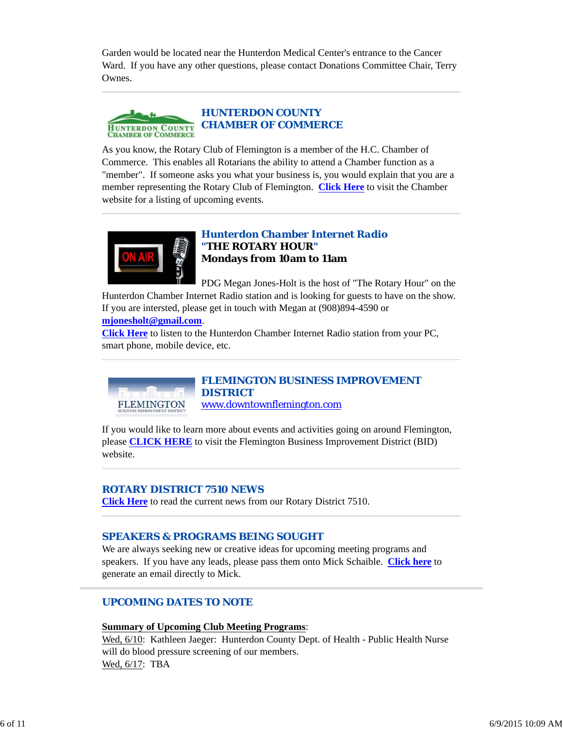Garden would be located near the Hunterdon Medical Center's entrance to the Cancer Ward. If you have any other questions, please contact Donations Committee Chair, Terry Ownes.

---

## HUNTERDON COUNTY CHAMBER OF COMMERCE

As you know, the Rotary Club of Flemington is a member of the H.C. Chamber of Commerce. This enables all Rotarians the ability to attend a Chamber function as a "member". If someone asks you what your business is, you would explain that you are a member representing the Rotary Club of Flemington. **Click Here** to visit the Chamber website for a listing of upcoming events.

---

## Hunterdon Chamber Internet Radio

**"THE ROTARY HOUR"**
**Mondays from 10am to 11am**

PDG Megan Jones-Holt is the host of "The Rotary Hour" on the Hunterdon Chamber Internet Radio station and is looking for guests to have on the show. If you are intersted, please get in touch with Megan at (908)894-4590 or **mjonesholt@gmail.com**.

**Click Here** to listen to the Hunterdon Chamber Internet Radio station from your PC, smart phone, mobile device, etc.

---

## FLEMINGTON BUSINESS IMPROVEMENT DISTRICT

www.downtownflemington.com

If you would like to learn more about events and activities going on around Flemington, please **CLICK HERE** to visit the Flemington Business Improvement District (BID) website.

---

## ROTARY DISTRICT 7510 NEWS

**Click Here** to read the current news from our Rotary District 7510.

---

## SPEAKERS & PROGRAMS BEING SOUGHT

We are always seeking new or creative ideas for upcoming meeting programs and speakers. If you have any leads, please pass them onto Mick Schaible. **Click here** to generate an email directly to Mick.

---

## UPCOMING DATES TO NOTE

**Summary of Upcoming Club Meeting Programs**:

Wed, 6/10: Kathleen Jaeger: Hunterdon County Dept. of Health - Public Health Nurse will do blood pressure screening of our members.

Wed, 6/17: TBA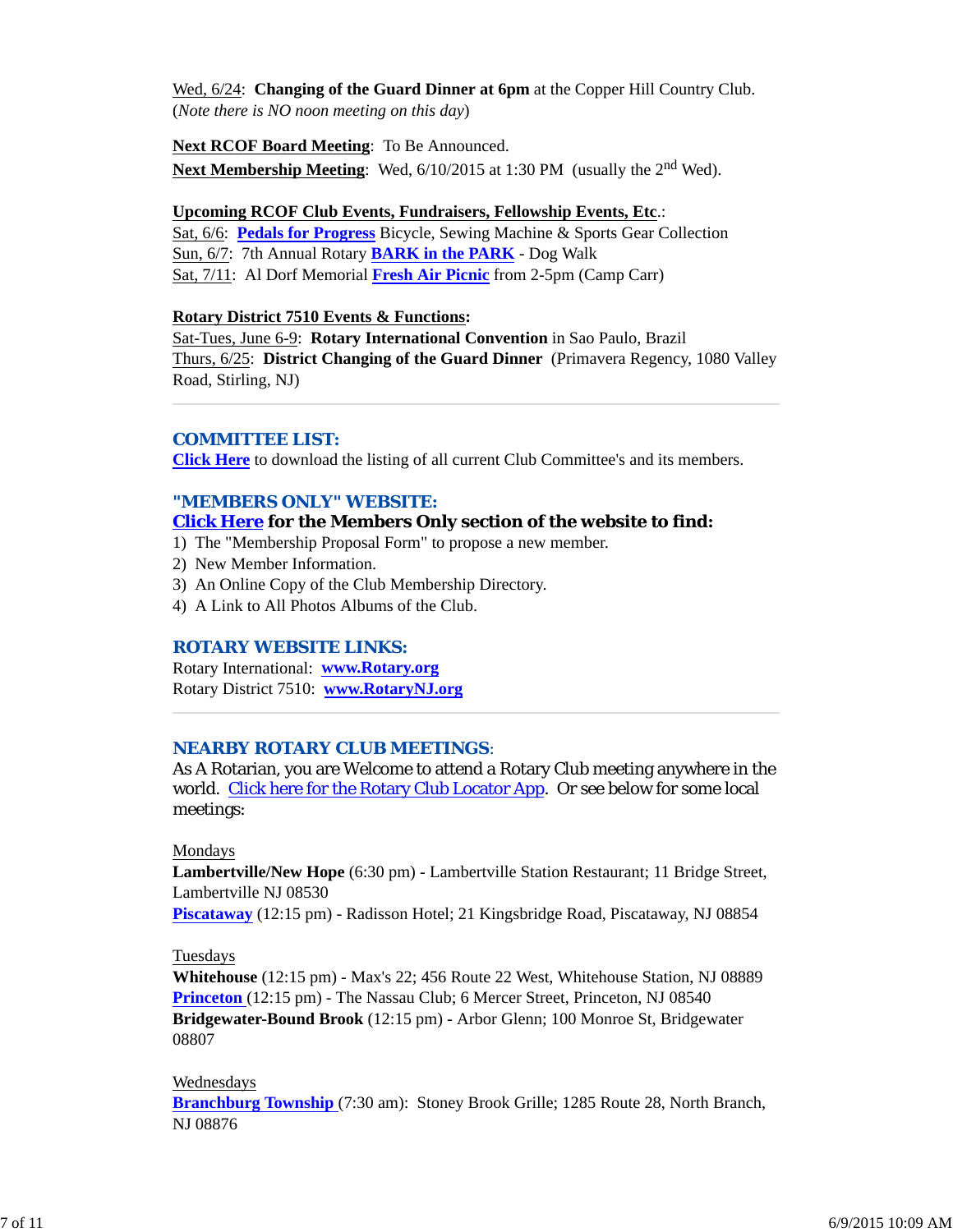Wed, 6/24: **Changing of the Guard Dinner at 6pm** at the Copper Hill Country Club. (*Note there is NO noon meeting on this day*)

**Next RCOF Board Meeting**: To Be Announced.
**Next Membership Meeting**: Wed, 6/10/2015 at 1:30 PM (usually the 2nd Wed).

**Upcoming RCOF Club Events, Fundraisers, Fellowship Events, Etc.**:
Sat, 6/6: **Pedals for Progress** Bicycle, Sewing Machine & Sports Gear Collection
Sun, 6/7: 7th Annual Rotary **BARK in the PARK** - Dog Walk
Sat, 7/11: Al Dorf Memorial **Fresh Air Picnic** from 2-5pm (Camp Carr)

**Rotary District 7510 Events & Functions:**
Sat-Tues, June 6-9: **Rotary International Convention** in Sao Paulo, Brazil
Thurs, 6/25: **District Changing of the Guard Dinner** (Primavera Regency, 1080 Valley Road, Stirling, NJ)

---

## COMMITTEE LIST:

**Click Here** to download the listing of all current Club Committee's and its members.

## "MEMBERS ONLY" WEBSITE:

**Click Here for the Members Only section of the website to find:**

1) The "Membership Proposal Form" to propose a new member.
2) New Member Information.
3) An Online Copy of the Club Membership Directory.
4) A Link to All Photos Albums of the Club.

## ROTARY WEBSITE LINKS:

Rotary International: **www.Rotary.org**
Rotary District 7510: **www.RotaryNJ.org**

---

## NEARBY ROTARY CLUB MEETINGS:

As A Rotarian, you are Welcome to attend a Rotary Club meeting anywhere in the world. Click here for the Rotary Club Locator App. Or see below for some local meetings:

Mondays
**Lambertville/New Hope** (6:30 pm) - Lambertville Station Restaurant; 11 Bridge Street, Lambertville NJ 08530
**Piscataway** (12:15 pm) - Radisson Hotel; 21 Kingsbridge Road, Piscataway, NJ 08854

Tuesdays
**Whitehouse** (12:15 pm) - Max's 22; 456 Route 22 West, Whitehouse Station, NJ 08889
**Princeton** (12:15 pm) - The Nassau Club; 6 Mercer Street, Princeton, NJ 08540
**Bridgewater-Bound Brook** (12:15 pm) - Arbor Glenn; 100 Monroe St, Bridgewater 08807

Wednesdays
**Branchburg Township** (7:30 am): Stoney Brook Grille; 1285 Route 28, North Branch, NJ 08876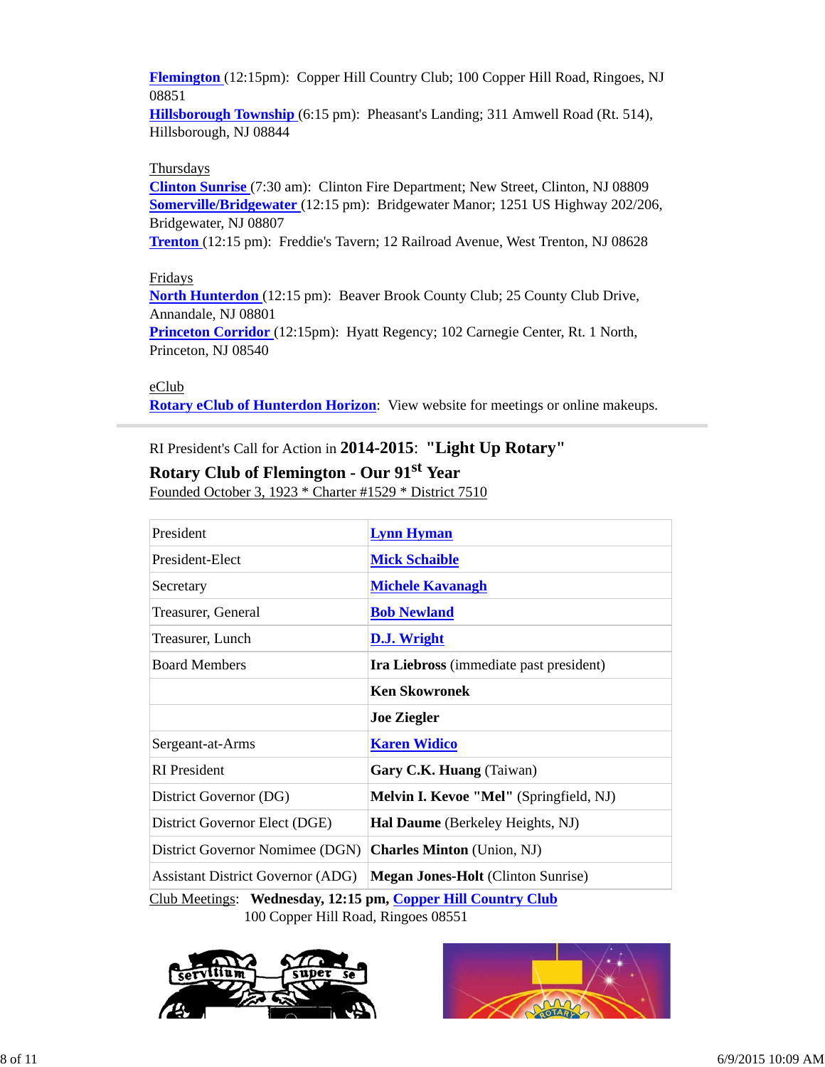**Flemington** (12:15pm): Copper Hill Country Club; 100 Copper Hill Road, Ringoes, NJ 08851
**Hillsborough Township** (6:15 pm): Pheasant's Landing; 311 Amwell Road (Rt. 514), Hillsborough, NJ 08844

Thursdays
**Clinton Sunrise** (7:30 am): Clinton Fire Department; New Street, Clinton, NJ 08809
**Somerville/Bridgewater** (12:15 pm): Bridgewater Manor; 1251 US Highway 202/206, Bridgewater, NJ 08807
**Trenton** (12:15 pm): Freddie's Tavern; 12 Railroad Avenue, West Trenton, NJ 08628

Fridays
**North Hunterdon** (12:15 pm): Beaver Brook County Club; 25 County Club Drive, Annandale, NJ 08801
**Princeton Corridor** (12:15pm): Hyatt Regency; 102 Carnegie Center, Rt. 1 North, Princeton, NJ 08540

eClub
**Rotary eClub of Hunterdon Horizon**: View website for meetings or online makeups.

---

RI President's Call for Action in **2014-2015**: **"Light Up Rotary"**

**Rotary Club of Flemington - Our 91st Year**

Founded October 3, 1923 * Charter #1529 * District 7510

| | |
|---|---|
| President | **Lynn Hyman** |
| President-Elect | **Mick Schaible** |
| Secretary | **Michele Kavanagh** |
| Treasurer, General | **Bob Newland** |
| Treasurer, Lunch | **D.J. Wright** |
| Board Members | **Ira Liebross** (immediate past president) |
| | **Ken Skowronek** |
| | **Joe Ziegler** |
| Sergeant-at-Arms | **Karen Widico** |
| RI President | **Gary C.K. Huang** (Taiwan) |
| District Governor (DG) | **Melvin I. Kevoe "Mel"** (Springfield, NJ) |
| District Governor Elect (DGE) | **Hal Daume** (Berkeley Heights, NJ) |
| District Governor Nomimee (DGN) | **Charles Minton** (Union, NJ) |
| Assistant District Governor (ADG) | **Megan Jones-Holt** (Clinton Sunrise) |

Club Meetings: **Wednesday, 12:15 pm, Copper Hill Country Club**
100 Copper Hill Road, Ringoes 08551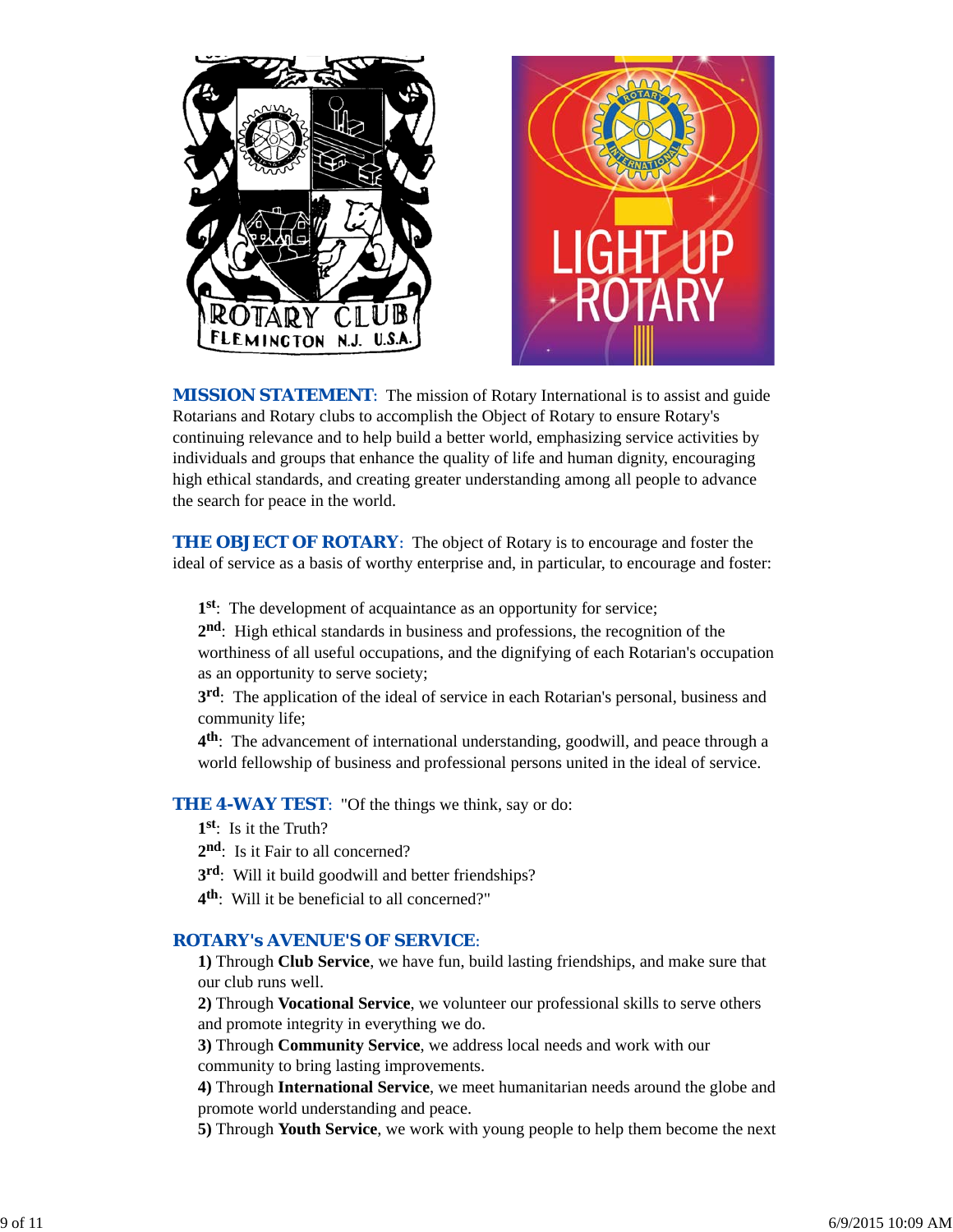**MISSION STATEMENT**: The mission of Rotary International is to assist and guide Rotarians and Rotary clubs to accomplish the Object of Rotary to ensure Rotary's continuing relevance and to help build a better world, emphasizing service activities by individuals and groups that enhance the quality of life and human dignity, encouraging high ethical standards, and creating greater understanding among all people to advance the search for peace in the world.

**THE OBJECT OF ROTARY**: The object of Rotary is to encourage and foster the ideal of service as a basis of worthy enterprise and, in particular, to encourage and foster:

**1st**: The development of acquaintance as an opportunity for service;
**2nd**: High ethical standards in business and professions, the recognition of the worthiness of all useful occupations, and the dignifying of each Rotarian's occupation as an opportunity to serve society;
**3rd**: The application of the ideal of service in each Rotarian's personal, business and community life;
**4th**: The advancement of international understanding, goodwill, and peace through a world fellowship of business and professional persons united in the ideal of service.

**THE 4-WAY TEST**: "Of the things we think, say or do:
**1st**: Is it the Truth?
**2nd**: Is it Fair to all concerned?
**3rd**: Will it build goodwill and better friendships?
**4th**: Will it be beneficial to all concerned?"

**ROTARY's AVENUE'S OF SERVICE**:
**1)** Through **Club Service**, we have fun, build lasting friendships, and make sure that our club runs well.
**2)** Through **Vocational Service**, we volunteer our professional skills to serve others and promote integrity in everything we do.
**3)** Through **Community Service**, we address local needs and work with our community to bring lasting improvements.
**4)** Through **International Service**, we meet humanitarian needs around the globe and promote world understanding and peace.
**5)** Through **Youth Service**, we work with young people to help them become the next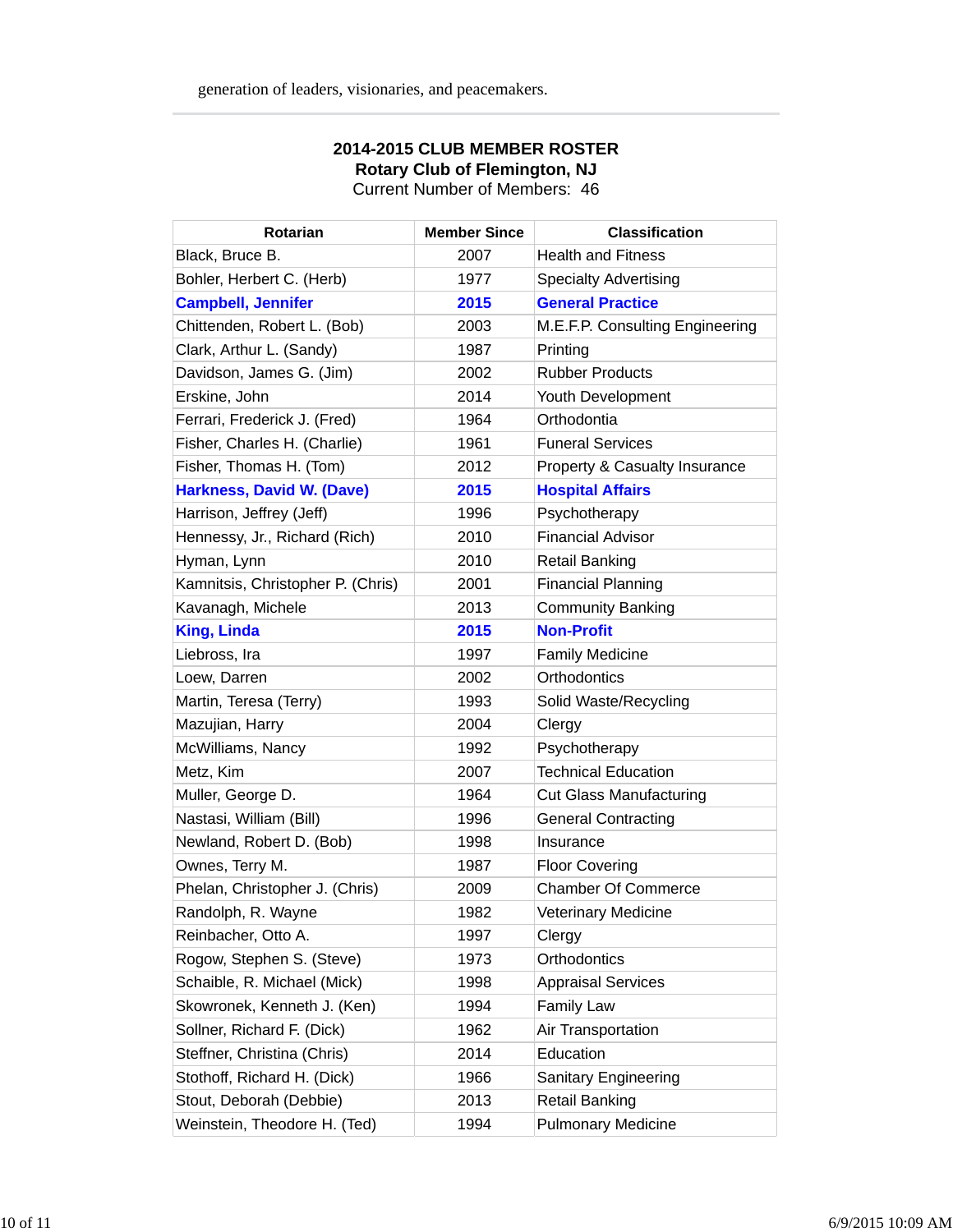generation of leaders, visionaries, and peacemakers.

**2014-2015 CLUB MEMBER ROSTER**
**Rotary Club of Flemington, NJ**
Current Number of Members: 46

| Rotarian | Member Since | Classification |
|---|---|---|
| Black, Bruce B. | 2007 | Health and Fitness |
| Bohler, Herbert C. (Herb) | 1977 | Specialty Advertising |
| **Campbell, Jennifer** | **2015** | **General Practice** |
| Chittenden, Robert L. (Bob) | 2003 | M.E.F.P. Consulting Engineering |
| Clark, Arthur L. (Sandy) | 1987 | Printing |
| Davidson, James G. (Jim) | 2002 | Rubber Products |
| Erskine, John | 2014 | Youth Development |
| Ferrari, Frederick J. (Fred) | 1964 | Orthodontia |
| Fisher, Charles H. (Charlie) | 1961 | Funeral Services |
| Fisher, Thomas H. (Tom) | 2012 | Property & Casualty Insurance |
| **Harkness, David W. (Dave)** | **2015** | **Hospital Affairs** |
| Harrison, Jeffrey (Jeff) | 1996 | Psychotherapy |
| Hennessy, Jr., Richard (Rich) | 2010 | Financial Advisor |
| Hyman, Lynn | 2010 | Retail Banking |
| Kamnitsis, Christopher P. (Chris) | 2001 | Financial Planning |
| Kavanagh, Michele | 2013 | Community Banking |
| **King, Linda** | **2015** | **Non-Profit** |
| Liebross, Ira | 1997 | Family Medicine |
| Loew, Darren | 2002 | Orthodontics |
| Martin, Teresa (Terry) | 1993 | Solid Waste/Recycling |
| Mazujian, Harry | 2004 | Clergy |
| McWilliams, Nancy | 1992 | Psychotherapy |
| Metz, Kim | 2007 | Technical Education |
| Muller, George D. | 1964 | Cut Glass Manufacturing |
| Nastasi, William (Bill) | 1996 | General Contracting |
| Newland, Robert D. (Bob) | 1998 | Insurance |
| Ownes, Terry M. | 1987 | Floor Covering |
| Phelan, Christopher J. (Chris) | 2009 | Chamber Of Commerce |
| Randolph, R. Wayne | 1982 | Veterinary Medicine |
| Reinbacher, Otto A. | 1997 | Clergy |
| Rogow, Stephen S. (Steve) | 1973 | Orthodontics |
| Schaible, R. Michael (Mick) | 1998 | Appraisal Services |
| Skowronek, Kenneth J. (Ken) | 1994 | Family Law |
| Sollner, Richard F. (Dick) | 1962 | Air Transportation |
| Steffner, Christina (Chris) | 2014 | Education |
| Stothoff, Richard H. (Dick) | 1966 | Sanitary Engineering |
| Stout, Deborah (Debbie) | 2013 | Retail Banking |
| Weinstein, Theodore H. (Ted) | 1994 | Pulmonary Medicine |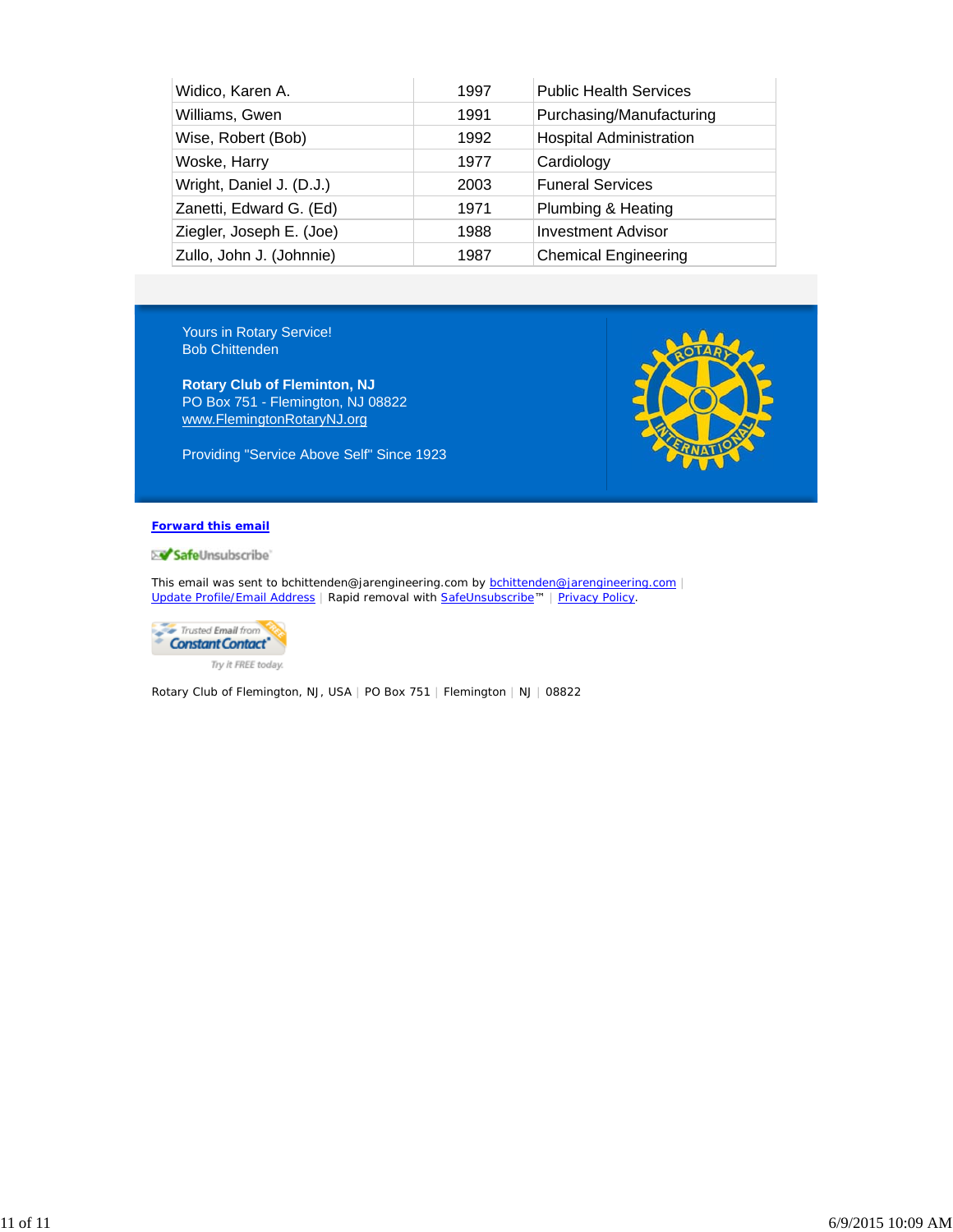| | | |
|---|---|---|
| Widico, Karen A. | 1997 | Public Health Services |
| Williams, Gwen | 1991 | Purchasing/Manufacturing |
| Wise, Robert (Bob) | 1992 | Hospital Administration |
| Woske, Harry | 1977 | Cardiology |
| Wright, Daniel J. (D.J.) | 2003 | Funeral Services |
| Zanetti, Edward G. (Ed) | 1971 | Plumbing & Heating |
| Ziegler, Joseph E. (Joe) | 1988 | Investment Advisor |
| Zullo, John J. (Johnnie) | 1987 | Chemical Engineering |

Yours in Rotary Service!
Bob Chittenden

**Rotary Club of Fleminton, NJ**
PO Box 751 - Flemington, NJ 08822
www.FlemingtonRotaryNJ.org

Providing "Service Above Self" Since 1923

**Forward this email**

SafeUnsubscribe

This email was sent to bchittenden@jarengineering.com by bchittenden@jarengineering.com | Update Profile/Email Address | Rapid removal with SafeUnsubscribe™ | Privacy Policy.

Trusted Email from Constant Contact — Try it FREE today.

Rotary Club of Flemington, NJ, USA | PO Box 751 | Flemington | NJ | 08822